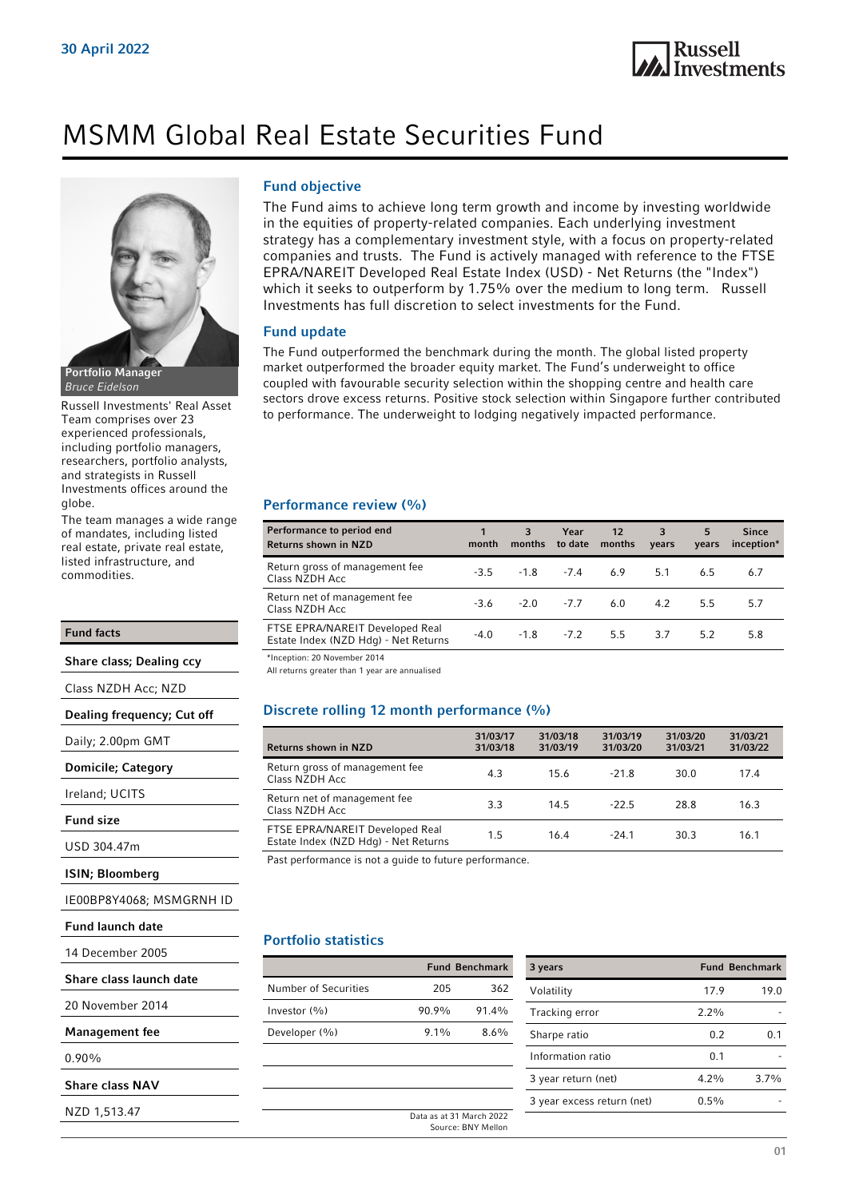30 April 2022

# MSMM Global Real Estate Securities Fund

**Portfolio Manager**
*Bruce Eidelson*

Russell Investments' Real Asset Team comprises over 23 experienced professionals, including portfolio managers, researchers, portfolio analysts, and strategists in Russell Investments offices around the globe.

The team manages a wide range of mandates, including listed real estate, private real estate, listed infrastructure, and commodities.

## Fund facts

| Fund facts | |
|---|---|
| **Share class; Dealing ccy** | Class NZDH Acc; NZD |
| **Dealing frequency; Cut off** | Daily; 2.00pm GMT |
| **Domicile; Category** | Ireland; UCITS |
| **Fund size** | USD 304.47m |
| **ISIN; Bloomberg** | IE00BP8Y4068; MSMGRNH ID |
| **Fund launch date** | 14 December 2005 |
| **Share class launch date** | 20 November 2014 |
| **Management fee** | 0.90% |
| **Share class NAV** | NZD 1,513.47 |

## Fund objective

The Fund aims to achieve long term growth and income by investing worldwide in the equities of property-related companies. Each underlying investment strategy has a complementary investment style, with a focus on property-related companies and trusts. The Fund is actively managed with reference to the FTSE EPRA/NAREIT Developed Real Estate Index (USD) - Net Returns (the "Index") which it seeks to outperform by 1.75% over the medium to long term. Russell Investments has full discretion to select investments for the Fund.

## Fund update

The Fund outperformed the benchmark during the month. The global listed property market outperformed the broader equity market. The Fund's underweight to office coupled with favourable security selection within the shopping centre and health care sectors drove excess returns. Positive stock selection within Singapore further contributed to performance. The underweight to lodging negatively impacted performance.

## Performance review (%)

| Performance to period end<br>Returns shown in NZD | 1 month | 3 months | Year to date | 12 months | 3 years | 5 years | Since inception* |
|---|---|---|---|---|---|---|---|
| Return gross of management fee<br>Class NZDH Acc | -3.5 | -1.8 | -7.4 | 6.9 | 5.1 | 6.5 | 6.7 |
| Return net of management fee<br>Class NZDH Acc | -3.6 | -2.0 | -7.7 | 6.0 | 4.2 | 5.5 | 5.7 |
| FTSE EPRA/NAREIT Developed Real Estate Index (NZD Hdg) - Net Returns | -4.0 | -1.8 | -7.2 | 5.5 | 3.7 | 5.2 | 5.8 |

*Inception: 20 November 2014
All returns greater than 1 year are annualised

## Discrete rolling 12 month performance (%)

| Returns shown in NZD | 31/03/17<br>31/03/18 | 31/03/18<br>31/03/19 | 31/03/19<br>31/03/20 | 31/03/20<br>31/03/21 | 31/03/21<br>31/03/22 |
|---|---|---|---|---|---|
| Return gross of management fee<br>Class NZDH Acc | 4.3 | 15.6 | -21.8 | 30.0 | 17.4 |
| Return net of management fee<br>Class NZDH Acc | 3.3 | 14.5 | -22.5 | 28.8 | 16.3 |
| FTSE EPRA/NAREIT Developed Real Estate Index (NZD Hdg) - Net Returns | 1.5 | 16.4 | -24.1 | 30.3 | 16.1 |

Past performance is not a guide to future performance.

## Portfolio statistics

| | Fund | Benchmark |
|---|---|---|
| Number of Securities | 205 | 362 |
| Investor (%) | 90.9% | 91.4% |
| Developer (%) | 9.1% | 8.6% |

Data as at 31 March 2022
Source: BNY Mellon

| 3 years | Fund | Benchmark |
|---|---|---|
| Volatility | 17.9 | 19.0 |
| Tracking error | 2.2% | - |
| Sharpe ratio | 0.2 | 0.1 |
| Information ratio | 0.1 | - |
| 3 year return (net) | 4.2% | 3.7% |
| 3 year excess return (net) | 0.5% | - |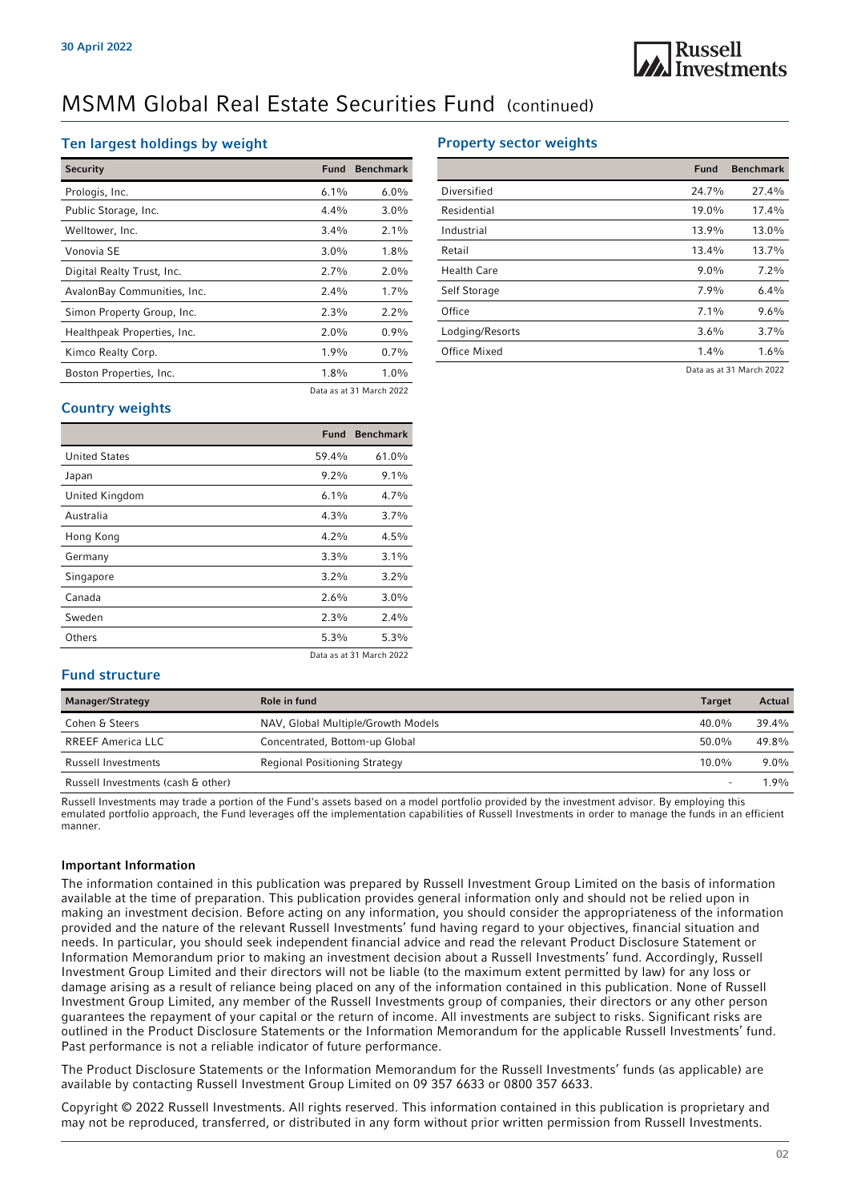# MSMM Global Real Estate Securities Fund (continued)

## Ten largest holdings by weight

| Security | Fund | Benchmark |
|---|---|---|
| Prologis, Inc. | 6.1% | 6.0% |
| Public Storage, Inc. | 4.4% | 3.0% |
| Welltower, Inc. | 3.4% | 2.1% |
| Vonovia SE | 3.0% | 1.8% |
| Digital Realty Trust, Inc. | 2.7% | 2.0% |
| AvalonBay Communities, Inc. | 2.4% | 1.7% |
| Simon Property Group, Inc. | 2.3% | 2.2% |
| Healthpeak Properties, Inc. | 2.0% | 0.9% |
| Kimco Realty Corp. | 1.9% | 0.7% |
| Boston Properties, Inc. | 1.8% | 1.0% |

Data as at 31 March 2022

## Property sector weights

| | Fund | Benchmark |
|---|---|---|
| Diversified | 24.7% | 27.4% |
| Residential | 19.0% | 17.4% |
| Industrial | 13.9% | 13.0% |
| Retail | 13.4% | 13.7% |
| Health Care | 9.0% | 7.2% |
| Self Storage | 7.9% | 6.4% |
| Office | 7.1% | 9.6% |
| Lodging/Resorts | 3.6% | 3.7% |
| Office Mixed | 1.4% | 1.6% |

Data as at 31 March 2022

## Country weights

| | Fund | Benchmark |
|---|---|---|
| United States | 59.4% | 61.0% |
| Japan | 9.2% | 9.1% |
| United Kingdom | 6.1% | 4.7% |
| Australia | 4.3% | 3.7% |
| Hong Kong | 4.2% | 4.5% |
| Germany | 3.3% | 3.1% |
| Singapore | 3.2% | 3.2% |
| Canada | 2.6% | 3.0% |
| Sweden | 2.3% | 2.4% |
| Others | 5.3% | 5.3% |

Data as at 31 March 2022

## Fund structure

| Manager/Strategy | Role in fund | Target | Actual |
|---|---|---|---|
| Cohen & Steers | NAV, Global Multiple/Growth Models | 40.0% | 39.4% |
| RREEF America LLC | Concentrated, Bottom-up Global | 50.0% | 49.8% |
| Russell Investments | Regional Positioning Strategy | 10.0% | 9.0% |
| Russell Investments (cash & other) | | - | 1.9% |

Russell Investments may trade a portion of the Fund's assets based on a model portfolio provided by the investment advisor. By employing this emulated portfolio approach, the Fund leverages off the implementation capabilities of Russell Investments in order to manage the funds in an efficient manner.

### Important Information

The information contained in this publication was prepared by Russell Investment Group Limited on the basis of information available at the time of preparation. This publication provides general information only and should not be relied upon in making an investment decision. Before acting on any information, you should consider the appropriateness of the information provided and the nature of the relevant Russell Investments' fund having regard to your objectives, financial situation and needs. In particular, you should seek independent financial advice and read the relevant Product Disclosure Statement or Information Memorandum prior to making an investment decision about a Russell Investments' fund. Accordingly, Russell Investment Group Limited and their directors will not be liable (to the maximum extent permitted by law) for any loss or damage arising as a result of reliance being placed on any of the information contained in this publication. None of Russell Investment Group Limited, any member of the Russell Investments group of companies, their directors or any other person guarantees the repayment of your capital or the return of income. All investments are subject to risks. Significant risks are outlined in the Product Disclosure Statements or the Information Memorandum for the applicable Russell Investments' fund. Past performance is not a reliable indicator of future performance.

The Product Disclosure Statements or the Information Memorandum for the Russell Investments' funds (as applicable) are available by contacting Russell Investment Group Limited on 09 357 6633 or 0800 357 6633.

Copyright © 2022 Russell Investments. All rights reserved. This information contained in this publication is proprietary and may not be reproduced, transferred, or distributed in any form without prior written permission from Russell Investments.